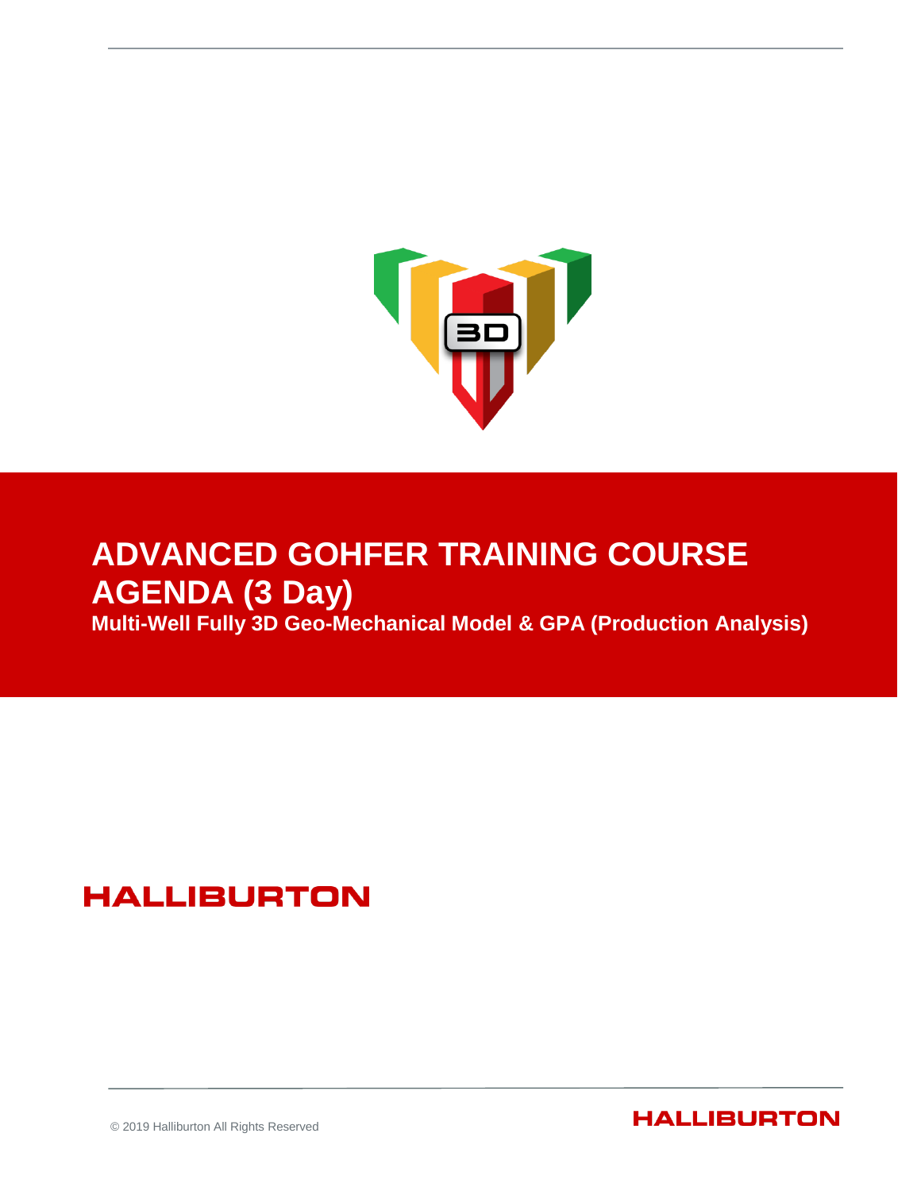# ADVANCED GOHFER TRAINING COURSE AGENDA (3 Day)

**Multi-Well Fully 3D Geo-Mechanical Model & GPA (Production Analysis)**

HALLIBURTON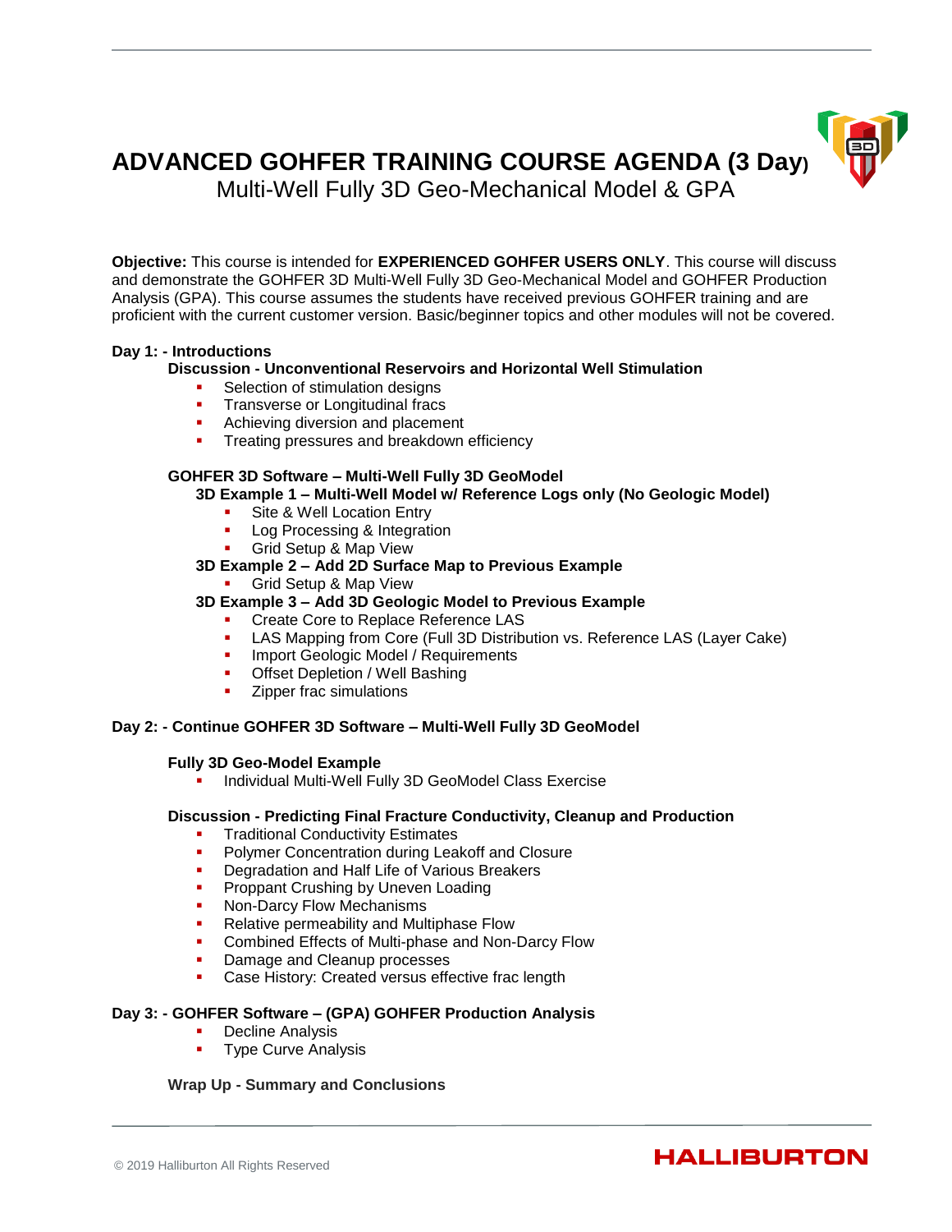# ADVANCED GOHFER TRAINING COURSE AGENDA (3 Day)

## Multi-Well Fully 3D Geo-Mechanical Model & GPA

**Objective:** This course is intended for **EXPERIENCED GOHFER USERS ONLY**. This course will discuss and demonstrate the GOHFER 3D Multi-Well Fully 3D Geo-Mechanical Model and GOHFER Production Analysis (GPA). This course assumes the students have received previous GOHFER training and are proficient with the current customer version. Basic/beginner topics and other modules will not be covered.

**Day 1: - Introductions**

**Discussion - Unconventional Reservoirs and Horizontal Well Stimulation**

- Selection of stimulation designs
- Transverse or Longitudinal fracs
- Achieving diversion and placement
- Treating pressures and breakdown efficiency

**GOHFER 3D Software – Multi-Well Fully 3D GeoModel**

**3D Example 1 – Multi-Well Model w/ Reference Logs only (No Geologic Model)**

- Site & Well Location Entry
- Log Processing & Integration
- Grid Setup & Map View

**3D Example 2 – Add 2D Surface Map to Previous Example**

- Grid Setup & Map View

**3D Example 3 – Add 3D Geologic Model to Previous Example**

- Create Core to Replace Reference LAS
- LAS Mapping from Core (Full 3D Distribution vs. Reference LAS (Layer Cake)
- Import Geologic Model / Requirements
- Offset Depletion / Well Bashing
- Zipper frac simulations

**Day 2: - Continue GOHFER 3D Software – Multi-Well Fully 3D GeoModel**

**Fully 3D Geo-Model Example**

- Individual Multi-Well Fully 3D GeoModel Class Exercise

**Discussion - Predicting Final Fracture Conductivity, Cleanup and Production**

- Traditional Conductivity Estimates
- Polymer Concentration during Leakoff and Closure
- Degradation and Half Life of Various Breakers
- Proppant Crushing by Uneven Loading
- Non-Darcy Flow Mechanisms
- Relative permeability and Multiphase Flow
- Combined Effects of Multi-phase and Non-Darcy Flow
- Damage and Cleanup processes
- Case History: Created versus effective frac length

**Day 3: - GOHFER Software – (GPA) GOHFER Production Analysis**

- Decline Analysis
- Type Curve Analysis

**Wrap Up - Summary and Conclusions**

© 2019 Halliburton All Rights Reserved

HALLIBURTON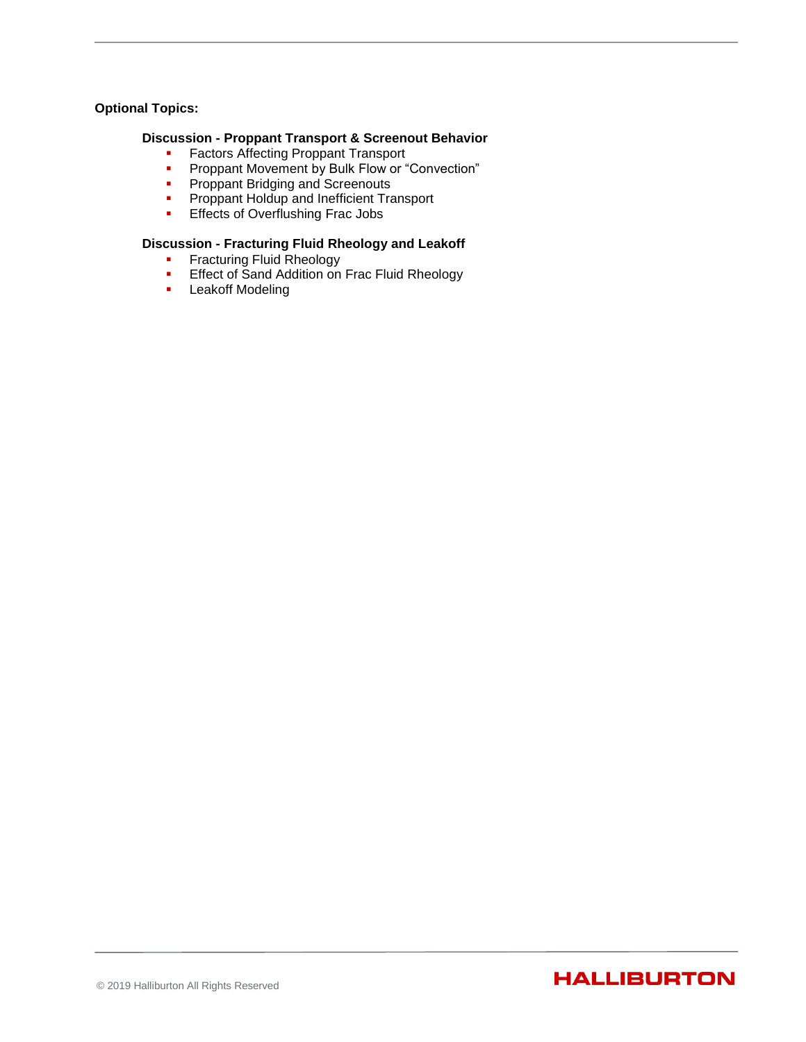**Optional Topics:**

**Discussion - Proppant Transport & Screenout Behavior**

- Factors Affecting Proppant Transport
- Proppant Movement by Bulk Flow or "Convection"
- Proppant Bridging and Screenouts
- Proppant Holdup and Inefficient Transport
- Effects of Overflushing Frac Jobs

**Discussion - Fracturing Fluid Rheology and Leakoff**

- Fracturing Fluid Rheology
- Effect of Sand Addition on Frac Fluid Rheology
- Leakoff Modeling